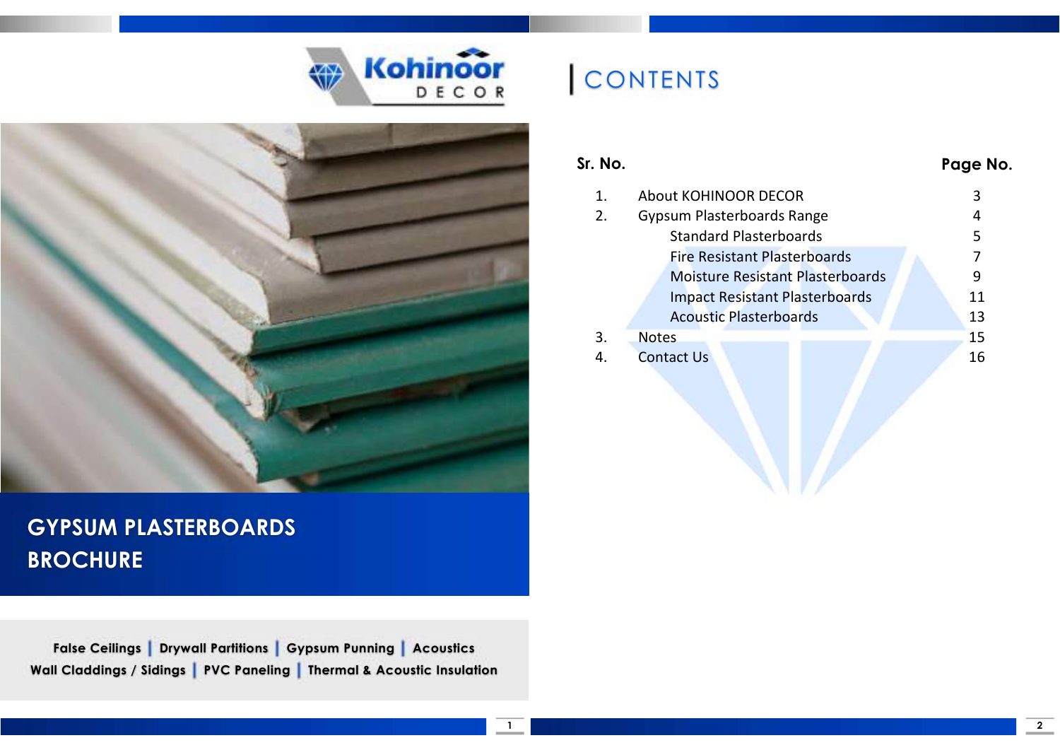Kohinoor DECOR

# GYPSUM PLASTERBOARDS BROCHURE

False Ceilings | Drywall Partitions | Gypsum Punning | Acoustics
Wall Claddings / Sidings | PVC Paneling | Thermal & Acoustic Insulation

# CONTENTS

| Sr. No. | | Page No. |
|---|---|---|
| 1. | About KOHINOOR DECOR | 3 |
| 2. | Gypsum Plasterboards Range | 4 |
| | Standard Plasterboards | 5 |
| | Fire Resistant Plasterboards | 7 |
| | Moisture Resistant Plasterboards | 9 |
| | Impact Resistant Plasterboards | 11 |
| | Acoustic Plasterboards | 13 |
| 3. | Notes | 15 |
| 4. | Contact Us | 16 |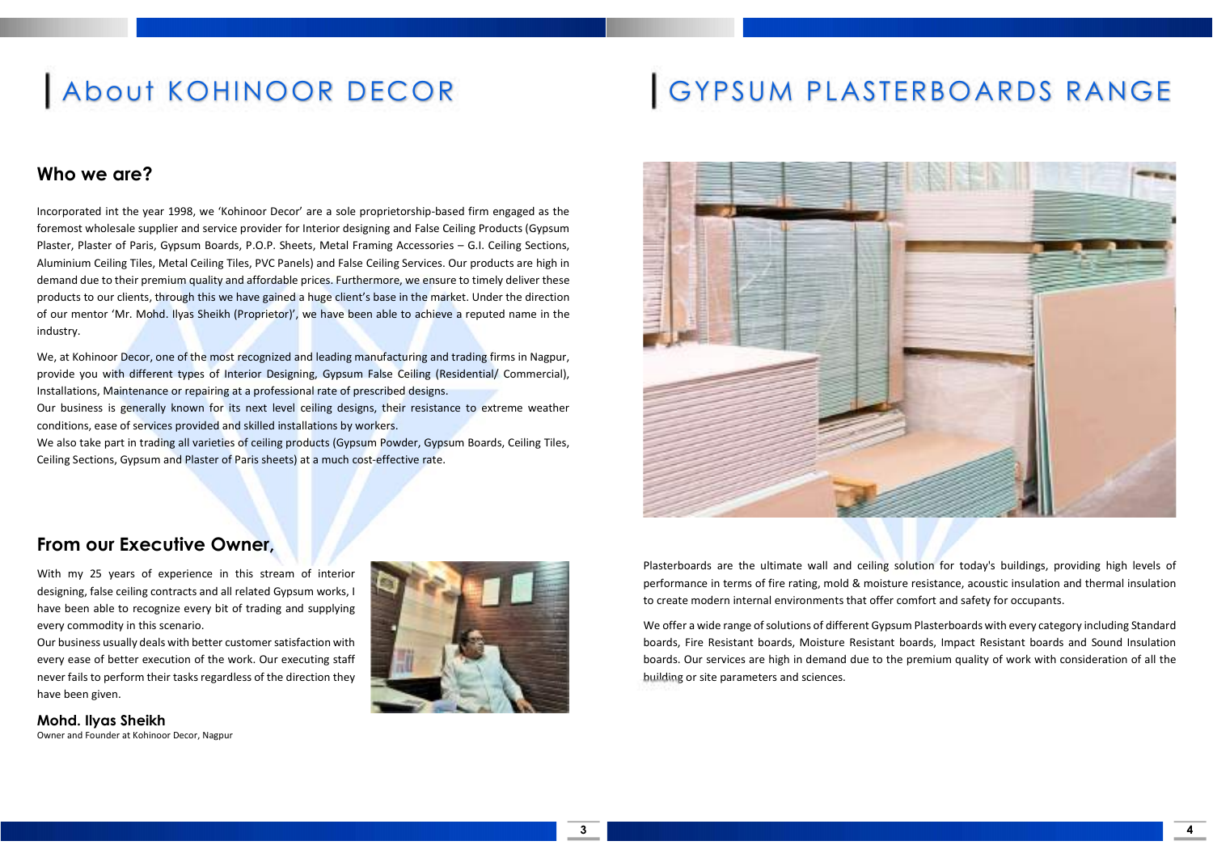# About KOHINOOR DECOR

## Who we are?

Incorporated int the year 1998, we 'Kohinoor Decor' are a sole proprietorship-based firm engaged as the foremost wholesale supplier and service provider for Interior designing and False Ceiling Products (Gypsum Plaster, Plaster of Paris, Gypsum Boards, P.O.P. Sheets, Metal Framing Accessories – G.I. Ceiling Sections, Aluminium Ceiling Tiles, Metal Ceiling Tiles, PVC Panels) and False Ceiling Services. Our products are high in demand due to their premium quality and affordable prices. Furthermore, we ensure to timely deliver these products to our clients, through this we have gained a huge client's base in the market. Under the direction of our mentor 'Mr. Mohd. Ilyas Sheikh (Proprietor)', we have been able to achieve a reputed name in the industry.

We, at Kohinoor Decor, one of the most recognized and leading manufacturing and trading firms in Nagpur, provide you with different types of Interior Designing, Gypsum False Ceiling (Residential/ Commercial), Installations, Maintenance or repairing at a professional rate of prescribed designs.
Our business is generally known for its next level ceiling designs, their resistance to extreme weather conditions, ease of services provided and skilled installations by workers.
We also take part in trading all varieties of ceiling products (Gypsum Powder, Gypsum Boards, Ceiling Tiles, Ceiling Sections, Gypsum and Plaster of Paris sheets) at a much cost-effective rate.

## From our Executive Owner,

With my 25 years of experience in this stream of interior designing, false ceiling contracts and all related Gypsum works, I have been able to recognize every bit of trading and supplying every commodity in this scenario.
Our business usually deals with better customer satisfaction with every ease of better execution of the work. Our executing staff never fails to perform their tasks regardless of the direction they have been given.

**Mohd. Ilyas Sheikh**
Owner and Founder at Kohinoor Decor, Nagpur

# GYPSUM PLASTERBOARDS RANGE

Plasterboards are the ultimate wall and ceiling solution for today's buildings, providing high levels of performance in terms of fire rating, mold & moisture resistance, acoustic insulation and thermal insulation to create modern internal environments that offer comfort and safety for occupants.

We offer a wide range of solutions of different Gypsum Plasterboards with every category including Standard boards, Fire Resistant boards, Moisture Resistant boards, Impact Resistant boards and Sound Insulation boards. Our services are high in demand due to the premium quality of work with consideration of all the building or site parameters and sciences.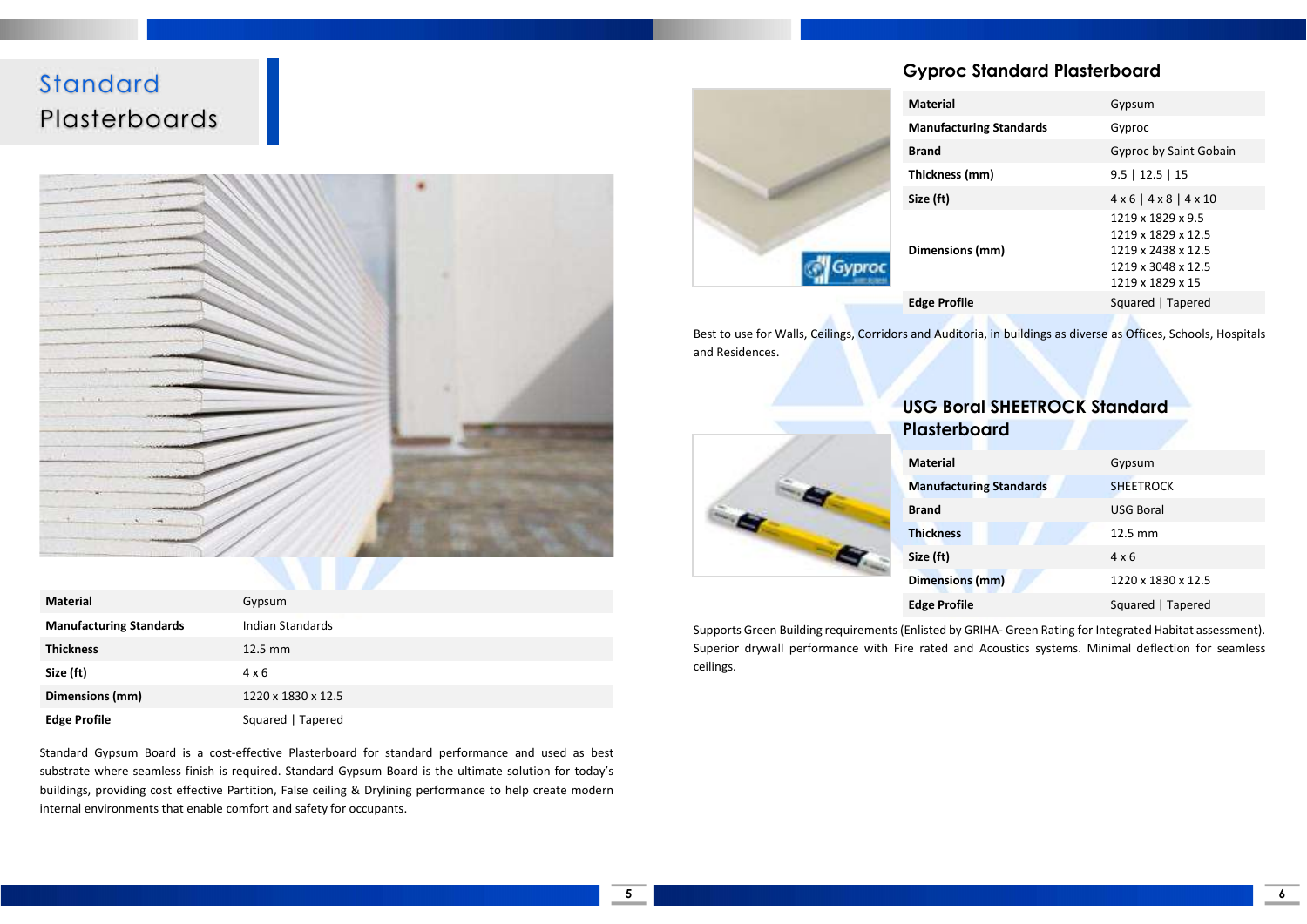# Standard Plasterboards

| Material | Gypsum |
|---|---|
| Manufacturing Standards | Indian Standards |
| Thickness | 12.5 mm |
| Size (ft) | 4 x 6 |
| Dimensions (mm) | 1220 x 1830 x 12.5 |
| Edge Profile | Squared \| Tapered |

Standard Gypsum Board is a cost-effective Plasterboard for standard performance and used as best substrate where seamless finish is required. Standard Gypsum Board is the ultimate solution for today's buildings, providing cost effective Partition, False ceiling & Drylining performance to help create modern internal environments that enable comfort and safety for occupants.

## Gyproc Standard Plasterboard

| Material | Gypsum |
|---|---|
| Manufacturing Standards | Gyproc |
| Brand | Gyproc by Saint Gobain |
| Thickness (mm) | 9.5 \| 12.5 \| 15 |
| Size (ft) | 4 x 6 \| 4 x 8 \| 4 x 10 |
| Dimensions (mm) | 1219 x 1829 x 9.5<br>1219 x 1829 x 12.5<br>1219 x 2438 x 12.5<br>1219 x 3048 x 12.5<br>1219 x 1829 x 15 |
| Edge Profile | Squared \| Tapered |

Best to use for Walls, Ceilings, Corridors and Auditoria, in buildings as diverse as Offices, Schools, Hospitals and Residences.

## USG Boral SHEETROCK Standard Plasterboard

| Material | Gypsum |
|---|---|
| Manufacturing Standards | SHEETROCK |
| Brand | USG Boral |
| Thickness | 12.5 mm |
| Size (ft) | 4 x 6 |
| Dimensions (mm) | 1220 x 1830 x 12.5 |
| Edge Profile | Squared \| Tapered |

Supports Green Building requirements (Enlisted by GRIHA- Green Rating for Integrated Habitat assessment). Superior drywall performance with Fire rated and Acoustics systems. Minimal deflection for seamless ceilings.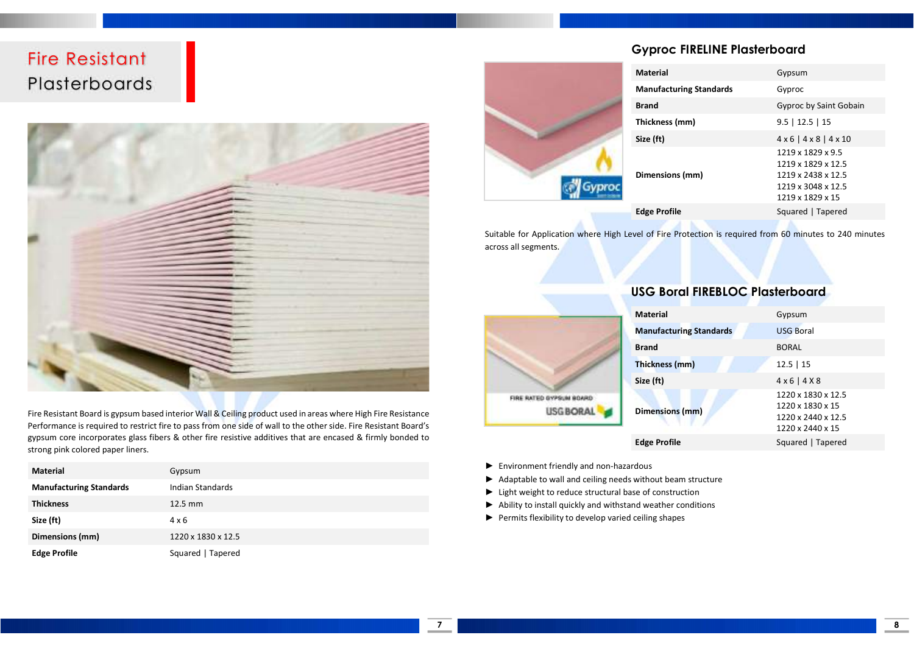# Fire Resistant Plasterboards

Fire Resistant Board is gypsum based interior Wall & Ceiling product used in areas where High Fire Resistance Performance is required to restrict fire to pass from one side of wall to the other side. Fire Resistant Board's gypsum core incorporates glass fibers & other fire resistive additives that are encased & firmly bonded to strong pink colored paper liners.

| | |
|---|---|
| **Material** | Gypsum |
| **Manufacturing Standards** | Indian Standards |
| **Thickness** | 12.5 mm |
| **Size (ft)** | 4 x 6 |
| **Dimensions (mm)** | 1220 x 1830 x 12.5 |
| **Edge Profile** | Squared \| Tapered |

## Gyproc FIRELINE Plasterboard

| | |
|---|---|
| **Material** | Gypsum |
| **Manufacturing Standards** | Gyproc |
| **Brand** | Gyproc by Saint Gobain |
| **Thickness (mm)** | 9.5 \| 12.5 \| 15 |
| **Size (ft)** | 4 x 6 \| 4 x 8 \| 4 x 10 |
| **Dimensions (mm)** | 1219 x 1829 x 9.5<br>1219 x 1829 x 12.5<br>1219 x 2438 x 12.5<br>1219 x 3048 x 12.5<br>1219 x 1829 x 15 |
| **Edge Profile** | Squared \| Tapered |

Suitable for Application where High Level of Fire Protection is required from 60 minutes to 240 minutes across all segments.

## USG Boral FIREBLOC Plasterboard

| | |
|---|---|
| **Material** | Gypsum |
| **Manufacturing Standards** | USG Boral |
| **Brand** | BORAL |
| **Thickness (mm)** | 12.5 \| 15 |
| **Size (ft)** | 4 x 6 \| 4 X 8 |
| **Dimensions (mm)** | 1220 x 1830 x 12.5<br>1220 x 1830 x 15<br>1220 x 2440 x 12.5<br>1220 x 2440 x 15 |
| **Edge Profile** | Squared \| Tapered |

- Environment friendly and non-hazardous
- Adaptable to wall and ceiling needs without beam structure
- Light weight to reduce structural base of construction
- Ability to install quickly and withstand weather conditions
- Permits flexibility to develop varied ceiling shapes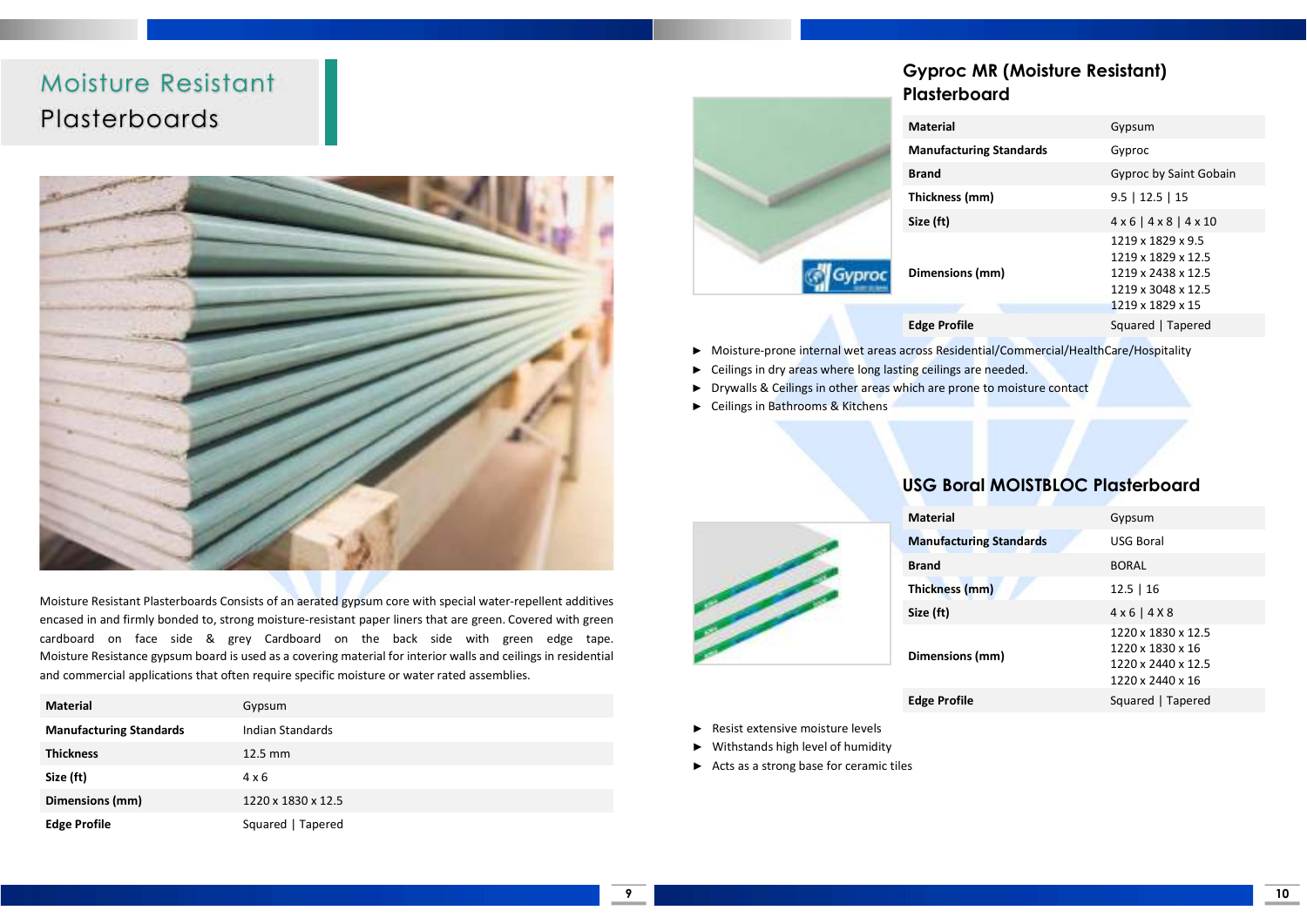# Moisture Resistant Plasterboards

Moisture Resistant Plasterboards Consists of an aerated gypsum core with special water-repellent additives encased in and firmly bonded to, strong moisture-resistant paper liners that are green. Covered with green cardboard on face side & grey Cardboard on the back side with green edge tape. Moisture Resistance gypsum board is used as a covering material for interior walls and ceilings in residential and commercial applications that often require specific moisture or water rated assemblies.

| **Material** | Gypsum |
|---|---|
| **Manufacturing Standards** | Indian Standards |
| **Thickness** | 12.5 mm |
| **Size (ft)** | 4 x 6 |
| **Dimensions (mm)** | 1220 x 1830 x 12.5 |
| **Edge Profile** | Squared \| Tapered |

## Gyproc MR (Moisture Resistant) Plasterboard

| **Material** | Gypsum |
|---|---|
| **Manufacturing Standards** | Gyproc |
| **Brand** | Gyproc by Saint Gobain |
| **Thickness (mm)** | 9.5 \| 12.5 \| 15 |
| **Size (ft)** | 4 x 6 \| 4 x 8 \| 4 x 10 |
| **Dimensions (mm)** | 1219 x 1829 x 9.5<br>1219 x 1829 x 12.5<br>1219 x 2438 x 12.5<br>1219 x 3048 x 12.5<br>1219 x 1829 x 15 |
| **Edge Profile** | Squared \| Tapered |

- Moisture-prone internal wet areas across Residential/Commercial/HealthCare/Hospitality
- Ceilings in dry areas where long lasting ceilings are needed.
- Drywalls & Ceilings in other areas which are prone to moisture contact
- Ceilings in Bathrooms & Kitchens

## USG Boral MOISTBLOC Plasterboard

| **Material** | Gypsum |
|---|---|
| **Manufacturing Standards** | USG Boral |
| **Brand** | BORAL |
| **Thickness (mm)** | 12.5 \| 16 |
| **Size (ft)** | 4 x 6 \| 4 X 8 |
| **Dimensions (mm)** | 1220 x 1830 x 12.5<br>1220 x 1830 x 16<br>1220 x 2440 x 12.5<br>1220 x 2440 x 16 |
| **Edge Profile** | Squared \| Tapered |

- Resist extensive moisture levels
- Withstands high level of humidity
- Acts as a strong base for ceramic tiles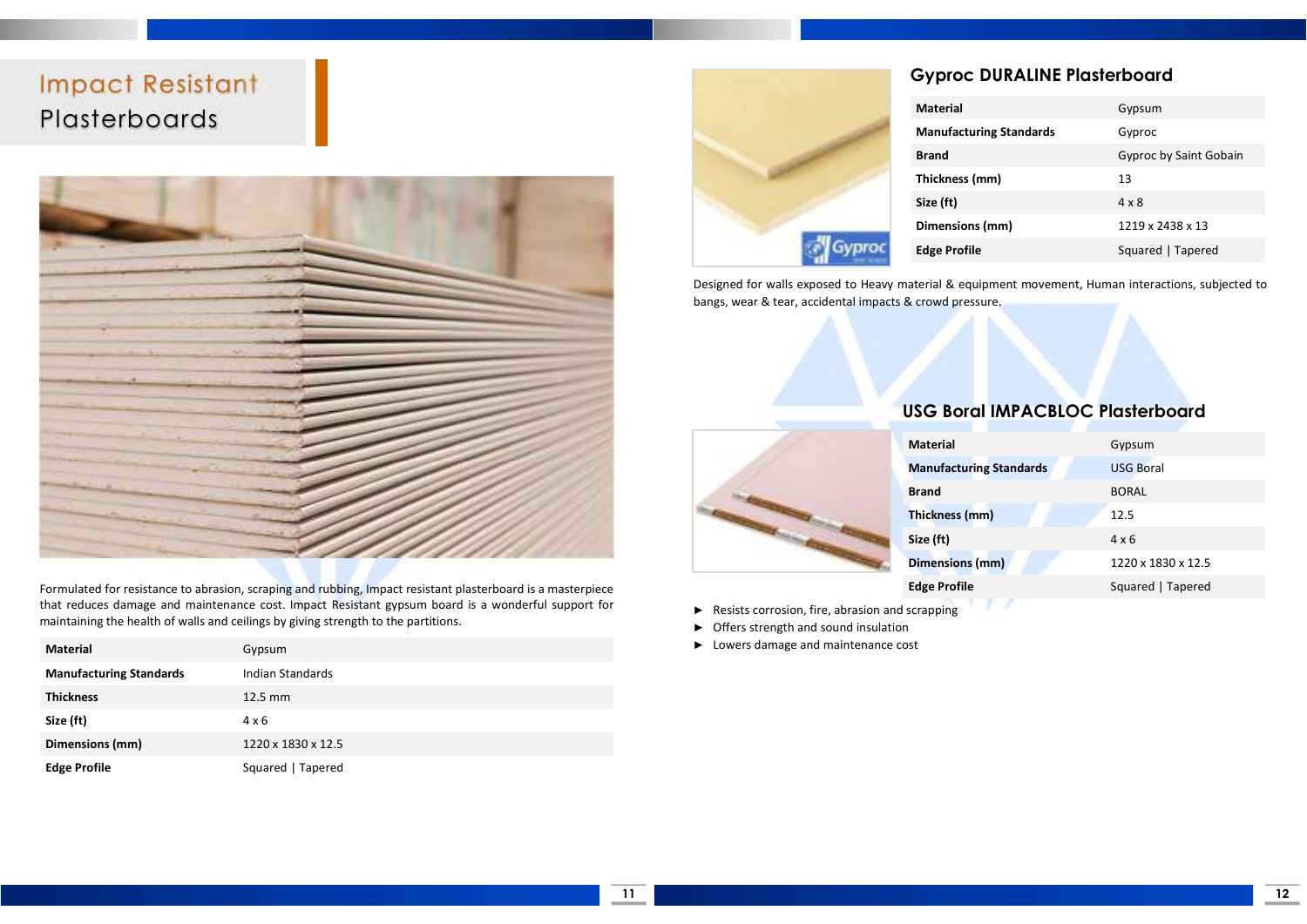# Impact Resistant Plasterboards

Formulated for resistance to abrasion, scraping and rubbing, Impact resistant plasterboard is a masterpiece that reduces damage and maintenance cost. Impact Resistant gypsum board is a wonderful support for maintaining the health of walls and ceilings by giving strength to the partitions.

| | |
|---|---|
| **Material** | Gypsum |
| **Manufacturing Standards** | Indian Standards |
| **Thickness** | 12.5 mm |
| **Size (ft)** | 4 x 6 |
| **Dimensions (mm)** | 1220 x 1830 x 12.5 |
| **Edge Profile** | Squared \| Tapered |

## Gyproc DURALINE Plasterboard

| | |
|---|---|
| **Material** | Gypsum |
| **Manufacturing Standards** | Gyproc |
| **Brand** | Gyproc by Saint Gobain |
| **Thickness (mm)** | 13 |
| **Size (ft)** | 4 x 8 |
| **Dimensions (mm)** | 1219 x 2438 x 13 |
| **Edge Profile** | Squared \| Tapered |

Designed for walls exposed to Heavy material & equipment movement, Human interactions, subjected to bangs, wear & tear, accidental impacts & crowd pressure.

## USG Boral IMPACBLOC Plasterboard

| | |
|---|---|
| **Material** | Gypsum |
| **Manufacturing Standards** | USG Boral |
| **Brand** | BORAL |
| **Thickness (mm)** | 12.5 |
| **Size (ft)** | 4 x 6 |
| **Dimensions (mm)** | 1220 x 1830 x 12.5 |
| **Edge Profile** | Squared \| Tapered |

- Resists corrosion, fire, abrasion and scrapping
- Offers strength and sound insulation
- Lowers damage and maintenance cost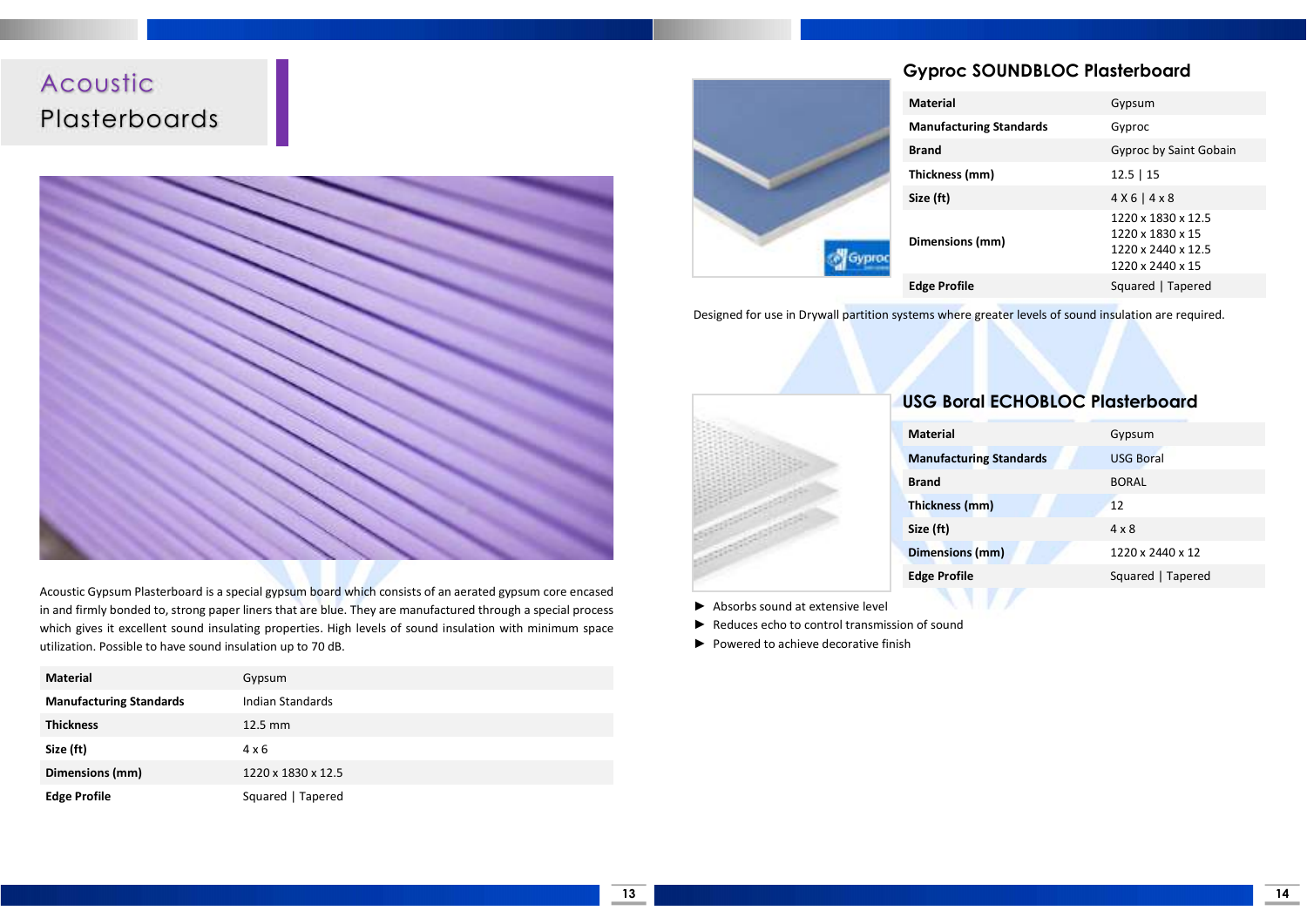# Acoustic Plasterboards

Acoustic Gypsum Plasterboard is a special gypsum board which consists of an aerated gypsum core encased in and firmly bonded to, strong paper liners that are blue. They are manufactured through a special process which gives it excellent sound insulating properties. High levels of sound insulation with minimum space utilization. Possible to have sound insulation up to 70 dB.

| | |
|---|---|
| **Material** | Gypsum |
| **Manufacturing Standards** | Indian Standards |
| **Thickness** | 12.5 mm |
| **Size (ft)** | 4 x 6 |
| **Dimensions (mm)** | 1220 x 1830 x 12.5 |
| **Edge Profile** | Squared \| Tapered |

## Gyproc SOUNDBLOC Plasterboard

| | |
|---|---|
| **Material** | Gypsum |
| **Manufacturing Standards** | Gyproc |
| **Brand** | Gyproc by Saint Gobain |
| **Thickness (mm)** | 12.5 \| 15 |
| **Size (ft)** | 4 X 6 \| 4 x 8 |
| **Dimensions (mm)** | 1220 x 1830 x 12.5<br>1220 x 1830 x 15<br>1220 x 2440 x 12.5<br>1220 x 2440 x 15 |
| **Edge Profile** | Squared \| Tapered |

Designed for use in Drywall partition systems where greater levels of sound insulation are required.

## USG Boral ECHOBLOC Plasterboard

| | |
|---|---|
| **Material** | Gypsum |
| **Manufacturing Standards** | USG Boral |
| **Brand** | BORAL |
| **Thickness (mm)** | 12 |
| **Size (ft)** | 4 x 8 |
| **Dimensions (mm)** | 1220 x 2440 x 12 |
| **Edge Profile** | Squared \| Tapered |

- Absorbs sound at extensive level
- Reduces echo to control transmission of sound
- Powered to achieve decorative finish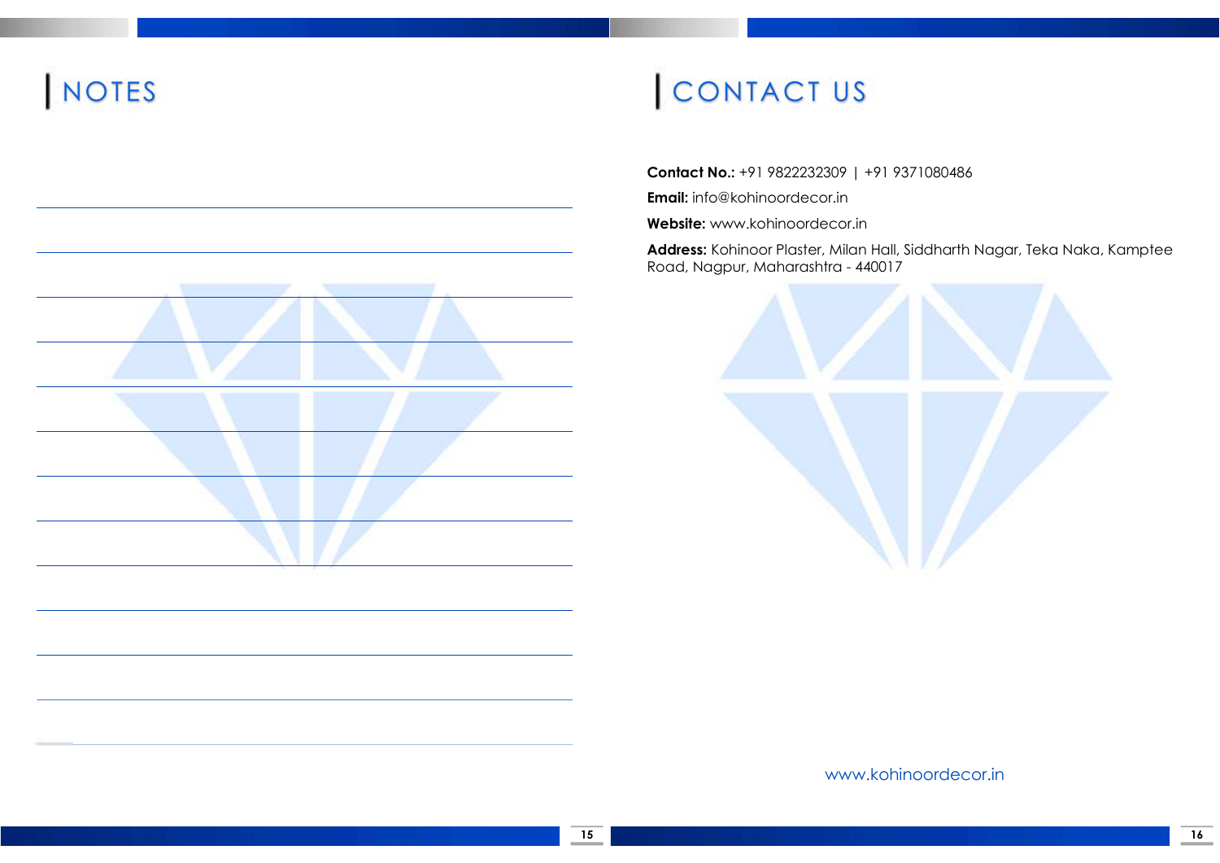# NOTES

# CONTACT US

**Contact No.:** +91 9822232309 | +91 9371080486

**Email:** info@kohinoordecor.in

**Website:** www.kohinoordecor.in

**Address:** Kohinoor Plaster, Milan Hall, Siddharth Nagar, Teka Naka, Kamptee Road, Nagpur, Maharashtra - 440017

www.kohinoordecor.in